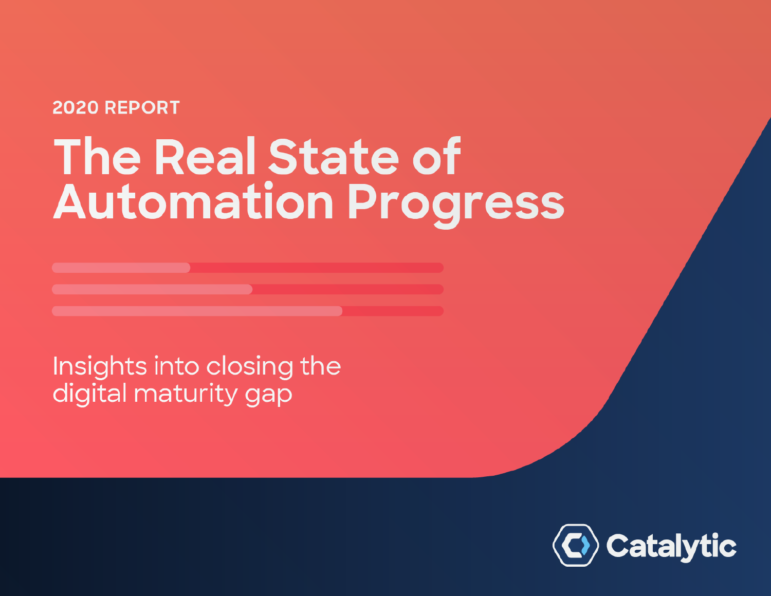2020 REPORT

# The Real State of Automation Progress

Insights into closing the digital maturity gap

Catalytic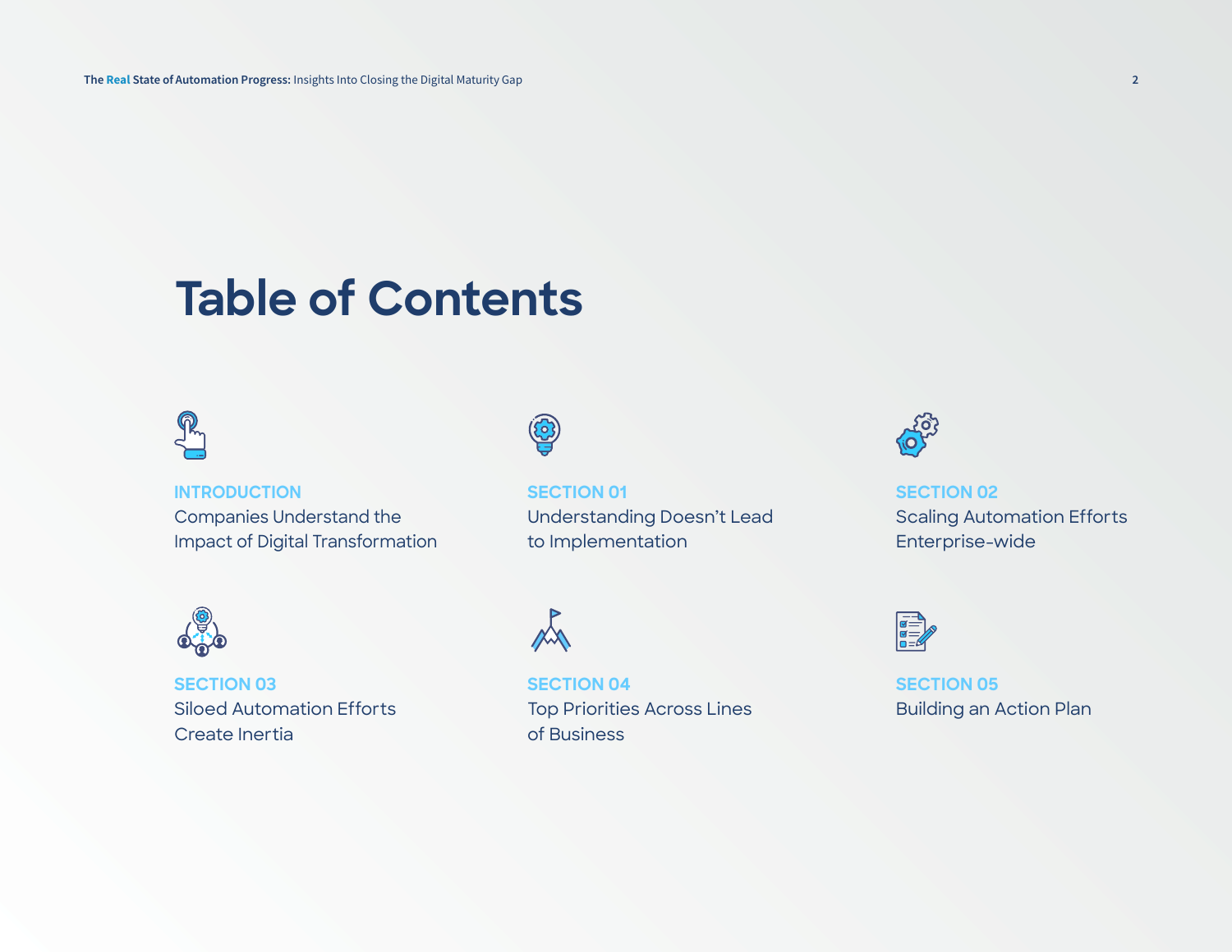# Table of Contents

**INTRODUCTION**
Companies Understand the Impact of Digital Transformation

**SECTION 01**
Understanding Doesn't Lead to Implementation

**SECTION 02**
Scaling Automation Efforts Enterprise-wide

**SECTION 03**
Siloed Automation Efforts Create Inertia

**SECTION 04**
Top Priorities Across Lines of Business

**SECTION 05**
Building an Action Plan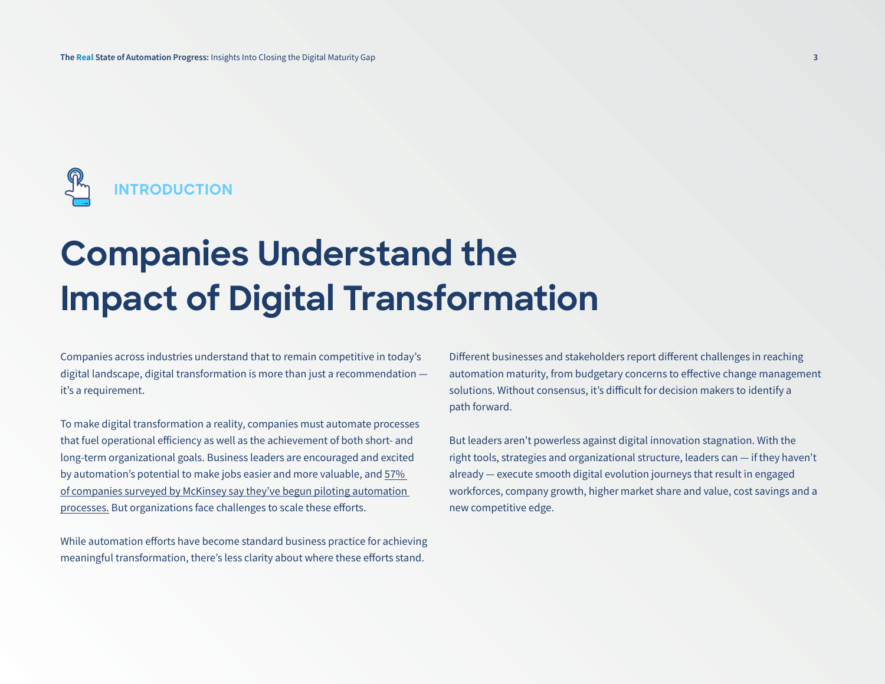## INTRODUCTION

# Companies Understand the Impact of Digital Transformation

Companies across industries understand that to remain competitive in today's digital landscape, digital transformation is more than just a recommendation — it's a requirement.

To make digital transformation a reality, companies must automate processes that fuel operational efficiency as well as the achievement of both short- and long-term organizational goals. Business leaders are encouraged and excited by automation's potential to make jobs easier and more valuable, and 57% of companies surveyed by McKinsey say they've begun piloting automation processes. But organizations face challenges to scale these efforts.

While automation efforts have become standard business practice for achieving meaningful transformation, there's less clarity about where these efforts stand.

Different businesses and stakeholders report different challenges in reaching automation maturity, from budgetary concerns to effective change management solutions. Without consensus, it's difficult for decision makers to identify a path forward.

But leaders aren't powerless against digital innovation stagnation. With the right tools, strategies and organizational structure, leaders can — if they haven't already — execute smooth digital evolution journeys that result in engaged workforces, company growth, higher market share and value, cost savings and a new competitive edge.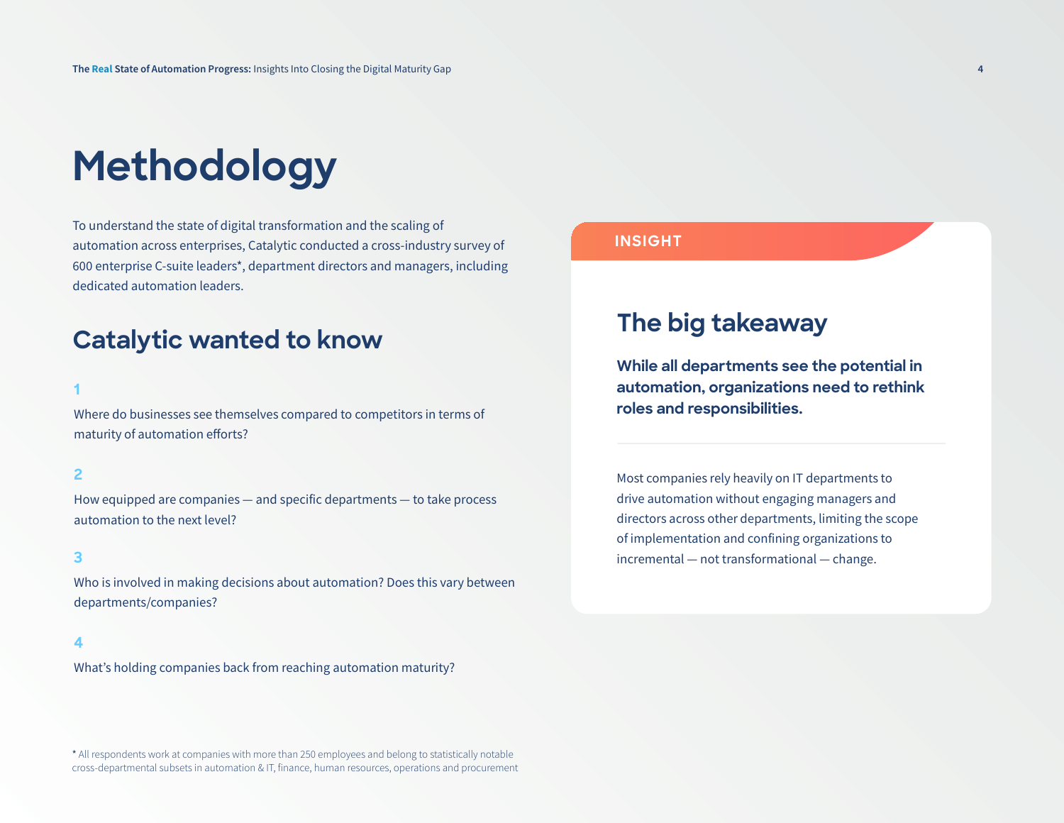# Methodology

To understand the state of digital transformation and the scaling of automation across enterprises, Catalytic conducted a cross-industry survey of 600 enterprise C-suite leaders*, department directors and managers, including dedicated automation leaders.

## Catalytic wanted to know

1. Where do businesses see themselves compared to competitors in terms of maturity of automation efforts?

2. How equipped are companies — and specific departments — to take process automation to the next level?

3. Who is involved in making decisions about automation? Does this vary between departments/companies?

4. What's holding companies back from reaching automation maturity?

**INSIGHT**

### The big takeaway

**While all departments see the potential in automation, organizations need to rethink roles and responsibilities.**

Most companies rely heavily on IT departments to drive automation without engaging managers and directors across other departments, limiting the scope of implementation and confining organizations to incremental — not transformational — change.

* All respondents work at companies with more than 250 employees and belong to statistically notable cross-departmental subsets in automation & IT, finance, human resources, operations and procurement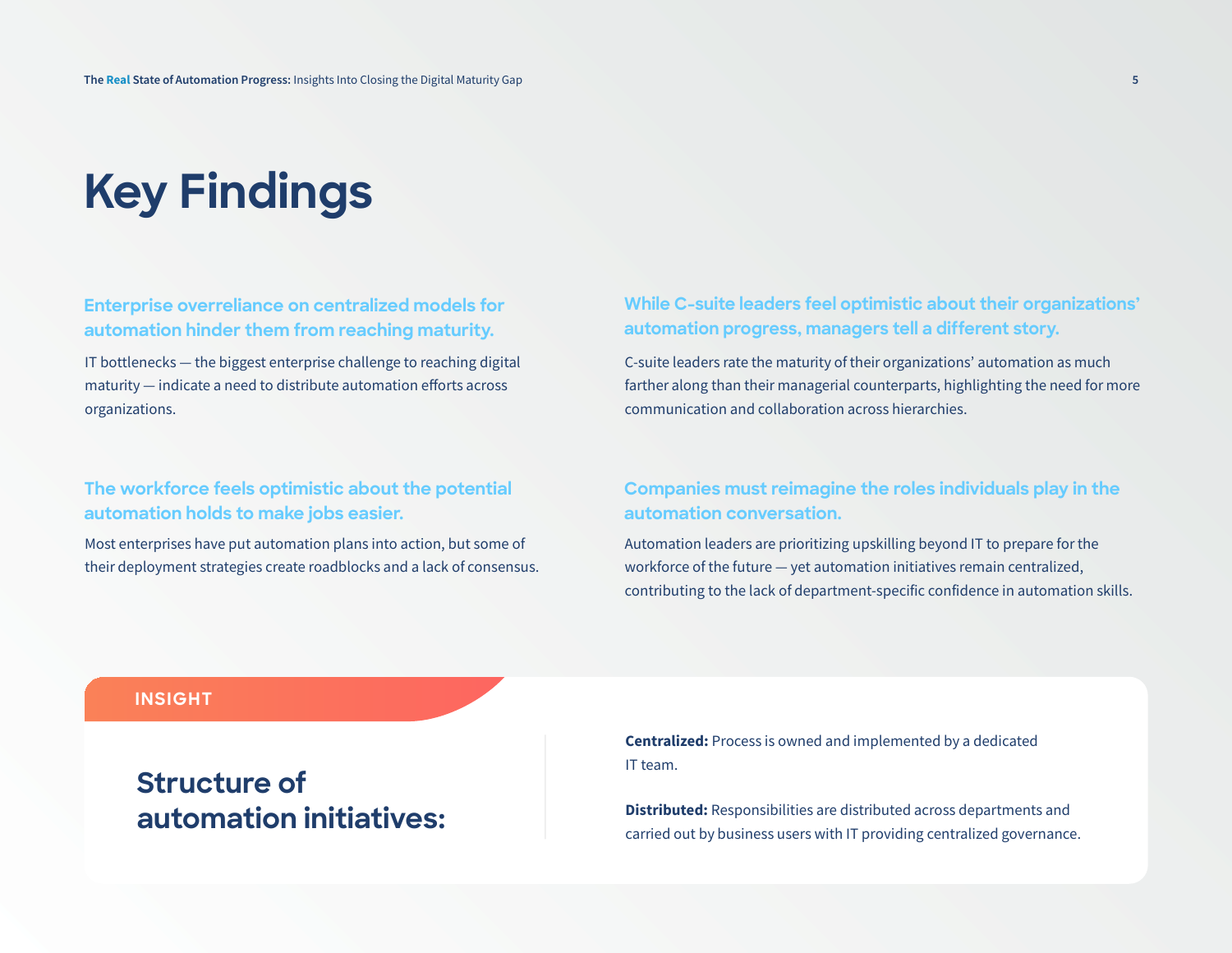# Key Findings

### Enterprise overreliance on centralized models for automation hinder them from reaching maturity.

IT bottlenecks — the biggest enterprise challenge to reaching digital maturity — indicate a need to distribute automation efforts across organizations.

### While C-suite leaders feel optimistic about their organizations' automation progress, managers tell a different story.

C-suite leaders rate the maturity of their organizations' automation as much farther along than their managerial counterparts, highlighting the need for more communication and collaboration across hierarchies.

### The workforce feels optimistic about the potential automation holds to make jobs easier.

Most enterprises have put automation plans into action, but some of their deployment strategies create roadblocks and a lack of consensus.

### Companies must reimagine the roles individuals play in the automation conversation.

Automation leaders are prioritizing upskilling beyond IT to prepare for the workforce of the future — yet automation initiatives remain centralized, contributing to the lack of department-specific confidence in automation skills.

**INSIGHT**

## Structure of automation initiatives:

**Centralized:** Process is owned and implemented by a dedicated IT team.

**Distributed:** Responsibilities are distributed across departments and carried out by business users with IT providing centralized governance.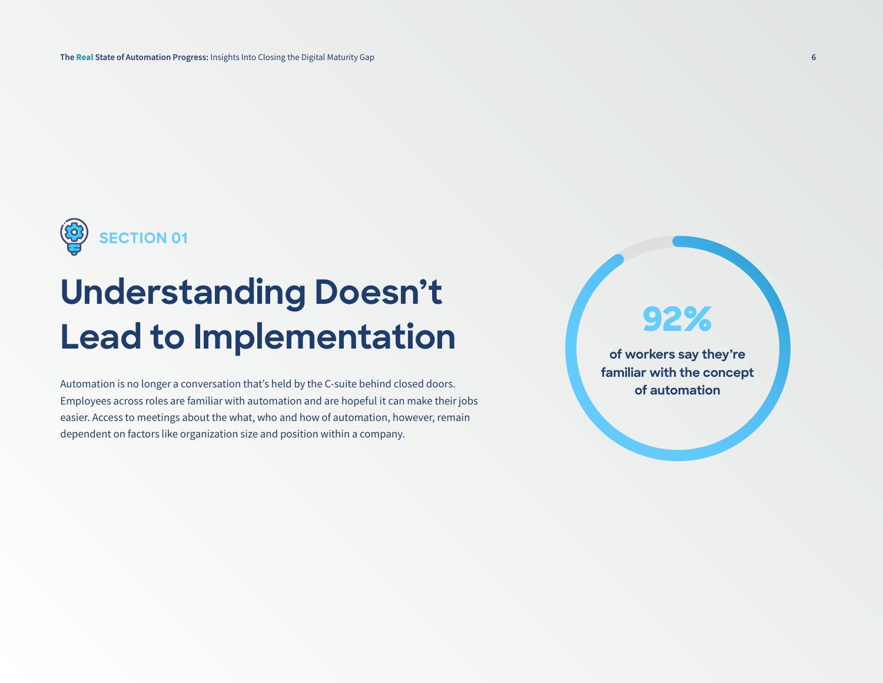SECTION 01

# Understanding Doesn't Lead to Implementation

Automation is no longer a conversation that's held by the C-suite behind closed doors. Employees across roles are familiar with automation and are hopeful it can make their jobs easier. Access to meetings about the what, who and how of automation, however, remain dependent on factors like organization size and position within a company.

**92%**

**of workers say they're familiar with the concept of automation**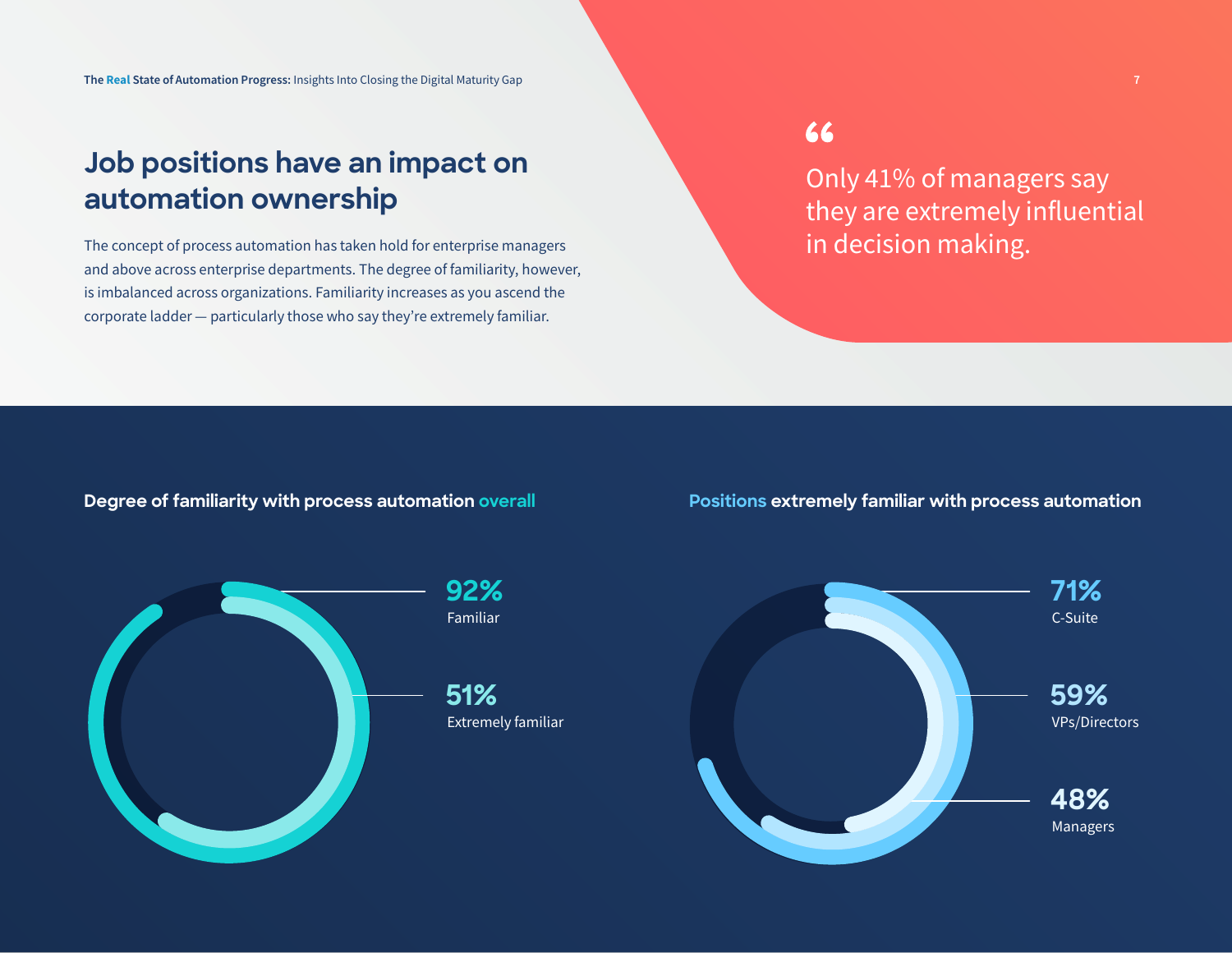## Job positions have an impact on automation ownership

The concept of process automation has taken hold for enterprise managers and above across enterprise departments. The degree of familiarity, however, is imbalanced across organizations. Familiarity increases as you ascend the corporate ladder — particularly those who say they're extremely familiar.

> "Only 41% of managers say they are extremely influential in decision making.

### Degree of familiarity with process automation overall

**92%**
Familiar

**51%**
Extremely familiar

### Positions extremely familiar with process automation

**71%**
C-Suite

**59%**
VPs/Directors

**48%**
Managers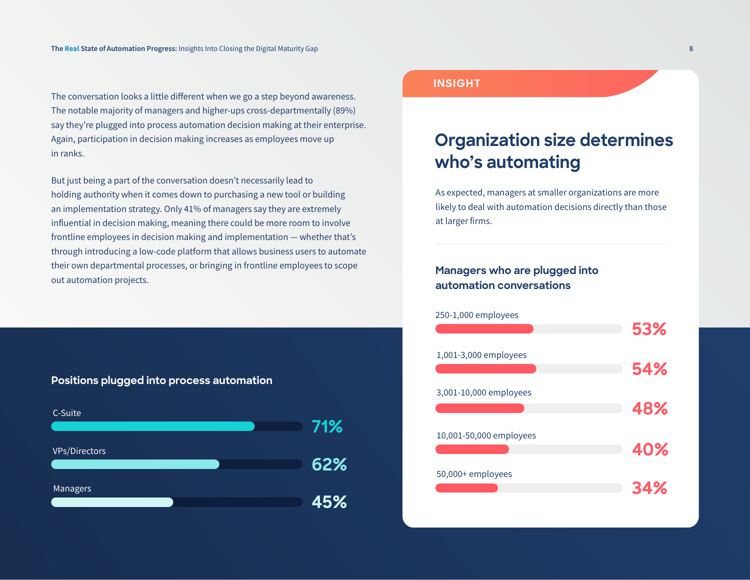The conversation looks a little different when we go a step beyond awareness. The notable majority of managers and higher-ups cross-departmentally (89%) say they're plugged into process automation decision making at their enterprise. Again, participation in decision making increases as employees move up in ranks.

But just being a part of the conversation doesn't necessarily lead to holding authority when it comes down to purchasing a new tool or building an implementation strategy. Only 41% of managers say they are extremely influential in decision making, meaning there could be more room to involve frontline employees in decision making and implementation — whether that's through introducing a low-code platform that allows business users to automate their own departmental processes, or bringing in frontline employees to scope out automation projects.

### Positions plugged into process automation

| Position | Percentage |
| --- | --- |
| C-Suite | 71% |
| VPs/Directors | 62% |
| Managers | 45% |

INSIGHT

## Organization size determines who's automating

As expected, managers at smaller organizations are more likely to deal with automation decisions directly than those at larger firms.

### Managers who are plugged into automation conversations

| Organization size | Percentage |
| --- | --- |
| 250-1,000 employees | 53% |
| 1,001-3,000 employees | 54% |
| 3,001-10,000 employees | 48% |
| 10,001-50,000 employees | 40% |
| 50,000+ employees | 34% |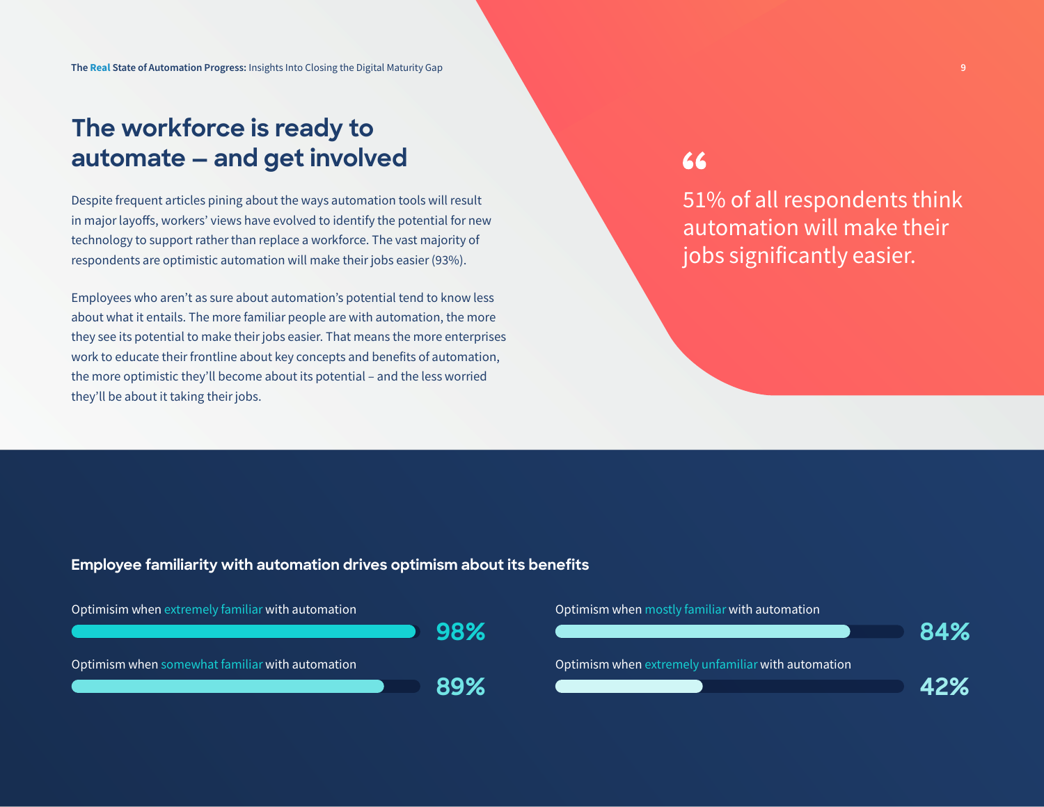# The workforce is ready to automate – and get involved

Despite frequent articles pining about the ways automation tools will result in major layoffs, workers' views have evolved to identify the potential for new technology to support rather than replace a workforce. The vast majority of respondents are optimistic automation will make their jobs easier (93%).

Employees who aren't as sure about automation's potential tend to know less about what it entails. The more familiar people are with automation, the more they see its potential to make their jobs easier. That means the more enterprises work to educate their frontline about key concepts and benefits of automation, the more optimistic they'll become about its potential – and the less worried they'll be about it taking their jobs.

> 51% of all respondents think automation will make their jobs significantly easier.

**Employee familiarity with automation drives optimism about its benefits**

- Optimism when extremely familiar with automation: **98%**
- Optimism when somewhat familiar with automation: **89%**
- Optimism when mostly familiar with automation: **84%**
- Optimism when extremely unfamiliar with automation: **42%**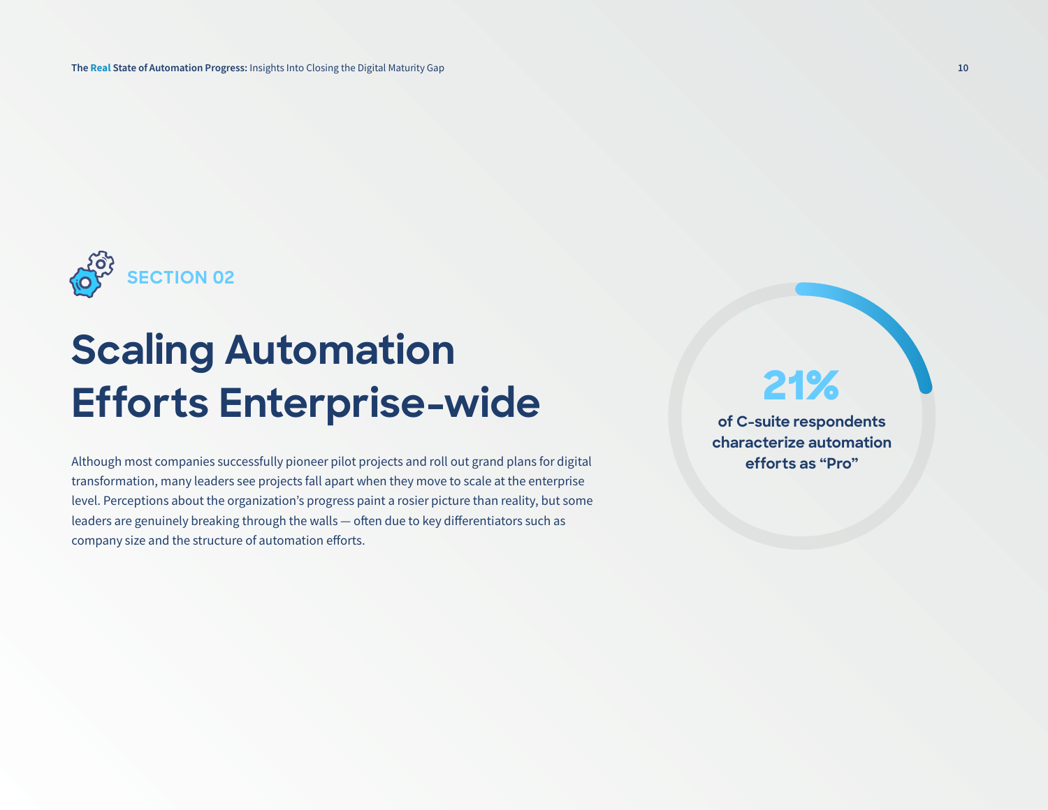SECTION 02

# Scaling Automation Efforts Enterprise-wide

Although most companies successfully pioneer pilot projects and roll out grand plans for digital transformation, many leaders see projects fall apart when they move to scale at the enterprise level. Perceptions about the organization's progress paint a rosier picture than reality, but some leaders are genuinely breaking through the walls — often due to key differentiators such as company size and the structure of automation efforts.

**21%**

**of C-suite respondents characterize automation efforts as "Pro"**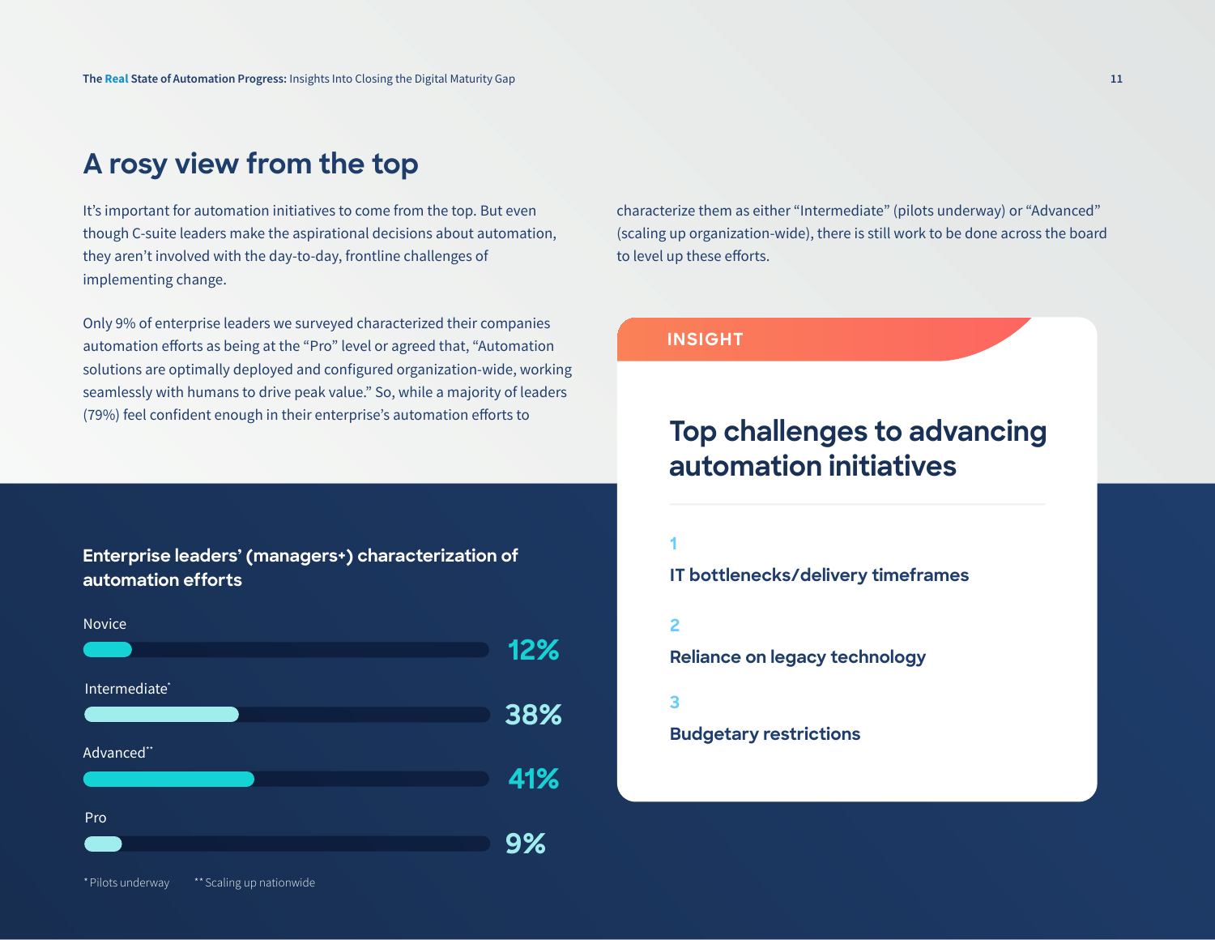# A rosy view from the top

It's important for automation initiatives to come from the top. But even though C-suite leaders make the aspirational decisions about automation, they aren't involved with the day-to-day, frontline challenges of implementing change.

Only 9% of enterprise leaders we surveyed characterized their companies automation efforts as being at the "Pro" level or agreed that, "Automation solutions are optimally deployed and configured organization-wide, working seamlessly with humans to drive peak value." So, while a majority of leaders (79%) feel confident enough in their enterprise's automation efforts to characterize them as either "Intermediate" (pilots underway) or "Advanced" (scaling up organization-wide), there is still work to be done across the board to level up these efforts.

### Enterprise leaders' (managers+) characterization of automation efforts

| Level | Percentage |
| --- | --- |
| Novice | 12% |
| Intermediate* | 38% |
| Advanced** | 41% |
| Pro | 9% |

* Pilots underway ** Scaling up nationwide

**INSIGHT**

## Top challenges to advancing automation initiatives

1. IT bottlenecks/delivery timeframes
2. Reliance on legacy technology
3. Budgetary restrictions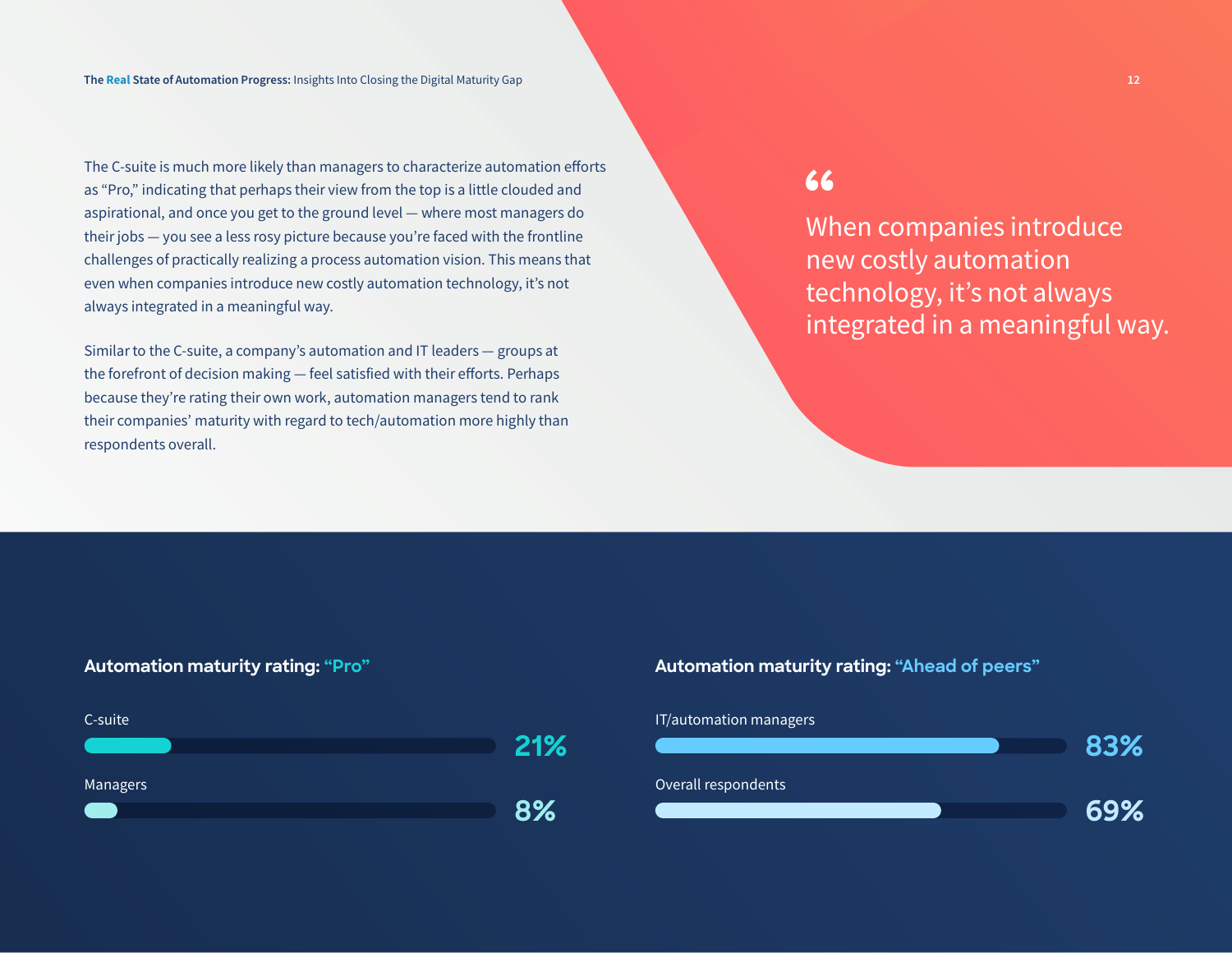The C-suite is much more likely than managers to characterize automation efforts as “Pro,” indicating that perhaps their view from the top is a little clouded and aspirational, and once you get to the ground level — where most managers do their jobs — you see a less rosy picture because you’re faced with the frontline challenges of practically realizing a process automation vision. This means that even when companies introduce new costly automation technology, it’s not always integrated in a meaningful way.

Similar to the C-suite, a company’s automation and IT leaders — groups at the forefront of decision making — feel satisfied with their efforts. Perhaps because they’re rating their own work, automation managers tend to rank their companies’ maturity with regard to tech/automation more highly than respondents overall.

> “When companies introduce new costly automation technology, it’s not always integrated in a meaningful way.

**Automation maturity rating: “Pro”**

| Group | Percentage |
| --- | --- |
| C-suite | 21% |
| Managers | 8% |

**Automation maturity rating: “Ahead of peers”**

| Group | Percentage |
| --- | --- |
| IT/automation managers | 83% |
| Overall respondents | 69% |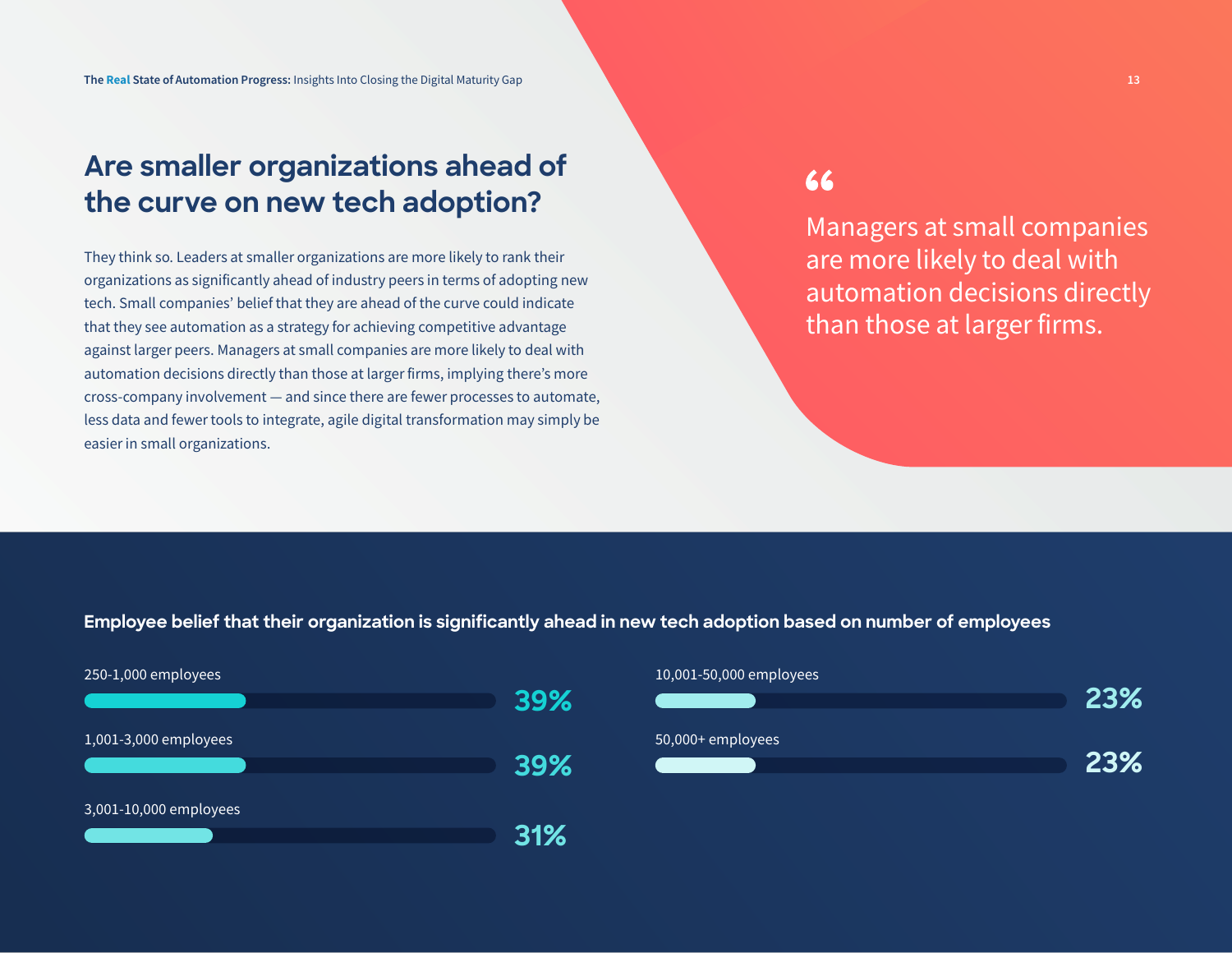## Are smaller organizations ahead of the curve on new tech adoption?

They think so. Leaders at smaller organizations are more likely to rank their organizations as significantly ahead of industry peers in terms of adopting new tech. Small companies' belief that they are ahead of the curve could indicate that they see automation as a strategy for achieving competitive advantage against larger peers. Managers at small companies are more likely to deal with automation decisions directly than those at larger firms, implying there's more cross-company involvement — and since there are fewer processes to automate, less data and fewer tools to integrate, agile digital transformation may simply be easier in small organizations.

> "Managers at small companies are more likely to deal with automation decisions directly than those at larger firms.

**Employee belief that their organization is significantly ahead in new tech adoption based on number of employees**

| Number of employees | Percentage |
| --- | --- |
| 250-1,000 employees | 39% |
| 1,001-3,000 employees | 39% |
| 3,001-10,000 employees | 31% |
| 10,001-50,000 employees | 23% |
| 50,000+ employees | 23% |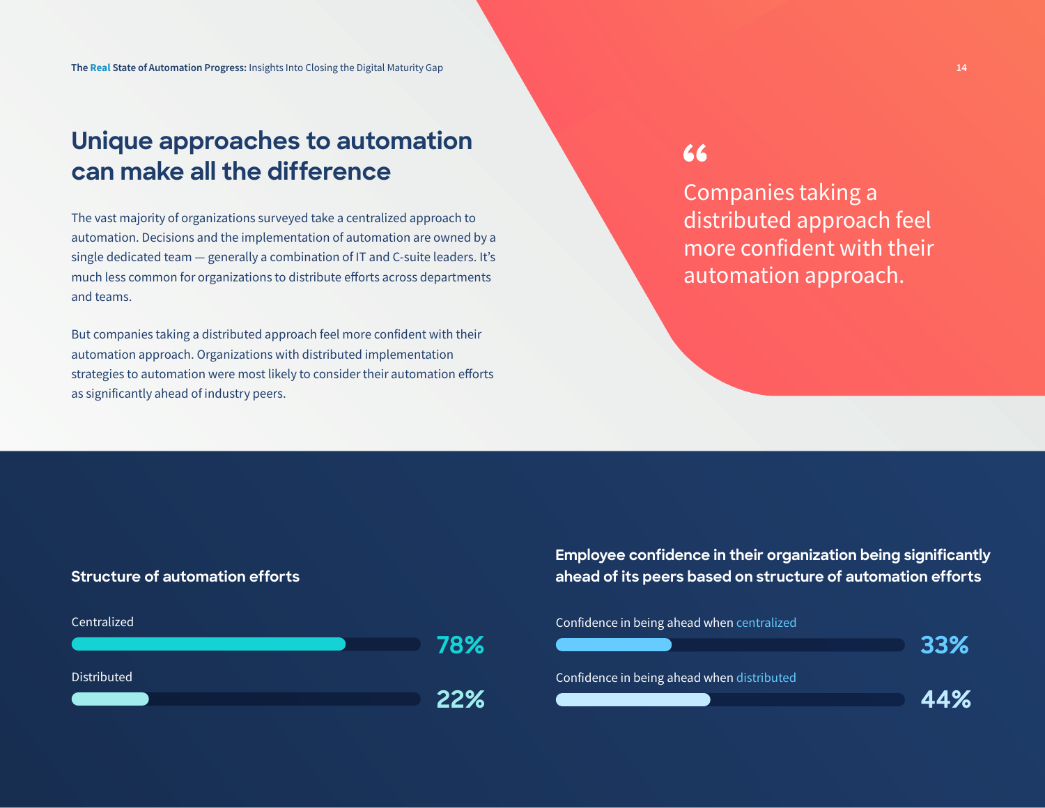# Unique approaches to automation can make all the difference

The vast majority of organizations surveyed take a centralized approach to automation. Decisions and the implementation of automation are owned by a single dedicated team — generally a combination of IT and C-suite leaders. It's much less common for organizations to distribute efforts across departments and teams.

But companies taking a distributed approach feel more confident with their automation approach. Organizations with distributed implementation strategies to automation were most likely to consider their automation efforts as significantly ahead of industry peers.

> "Companies taking a distributed approach feel more confident with their automation approach.

### Structure of automation efforts

| Structure | Percentage |
| --- | --- |
| Centralized | 78% |
| Distributed | 22% |

### Employee confidence in their organization being significantly ahead of its peers based on structure of automation efforts

| Structure | Percentage |
| --- | --- |
| Confidence in being ahead when centralized | 33% |
| Confidence in being ahead when distributed | 44% |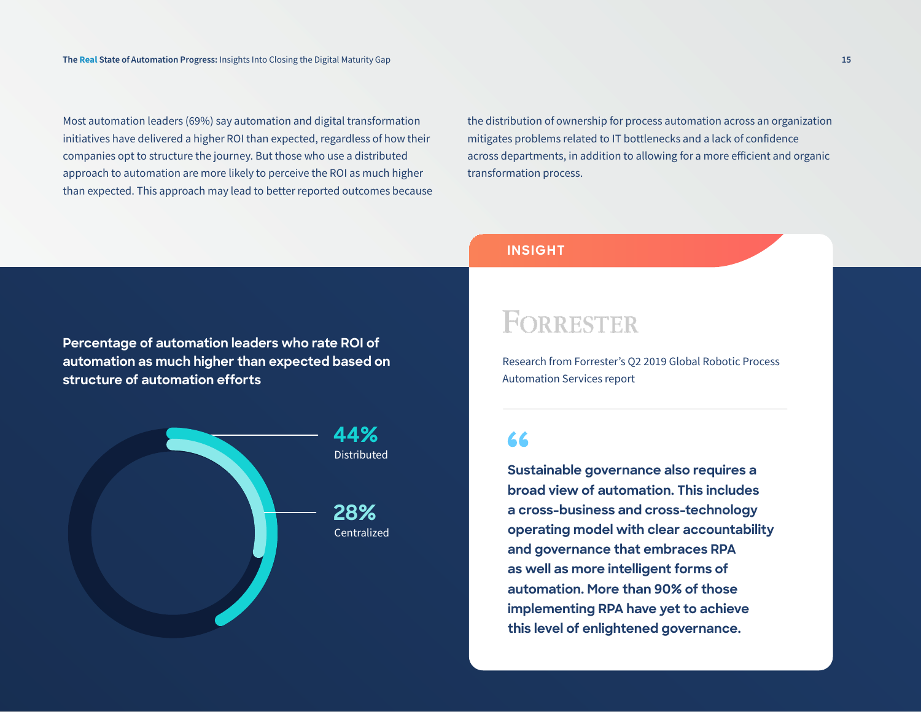Most automation leaders (69%) say automation and digital transformation initiatives have delivered a higher ROI than expected, regardless of how their companies opt to structure the journey. But those who use a distributed approach to automation are more likely to perceive the ROI as much higher than expected. This approach may lead to better reported outcomes because the distribution of ownership for process automation across an organization mitigates problems related to IT bottlenecks and a lack of confidence across departments, in addition to allowing for a more efficient and organic transformation process.

**Percentage of automation leaders who rate ROI of automation as much higher than expected based on structure of automation efforts**

**44%**
Distributed

**28%**
Centralized

## INSIGHT

FORRESTER

Research from Forrester's Q2 2019 Global Robotic Process Automation Services report

> **Sustainable governance also requires a broad view of automation. This includes a cross-business and cross-technology operating model with clear accountability and governance that embraces RPA as well as more intelligent forms of automation. More than 90% of those implementing RPA have yet to achieve this level of enlightened governance.**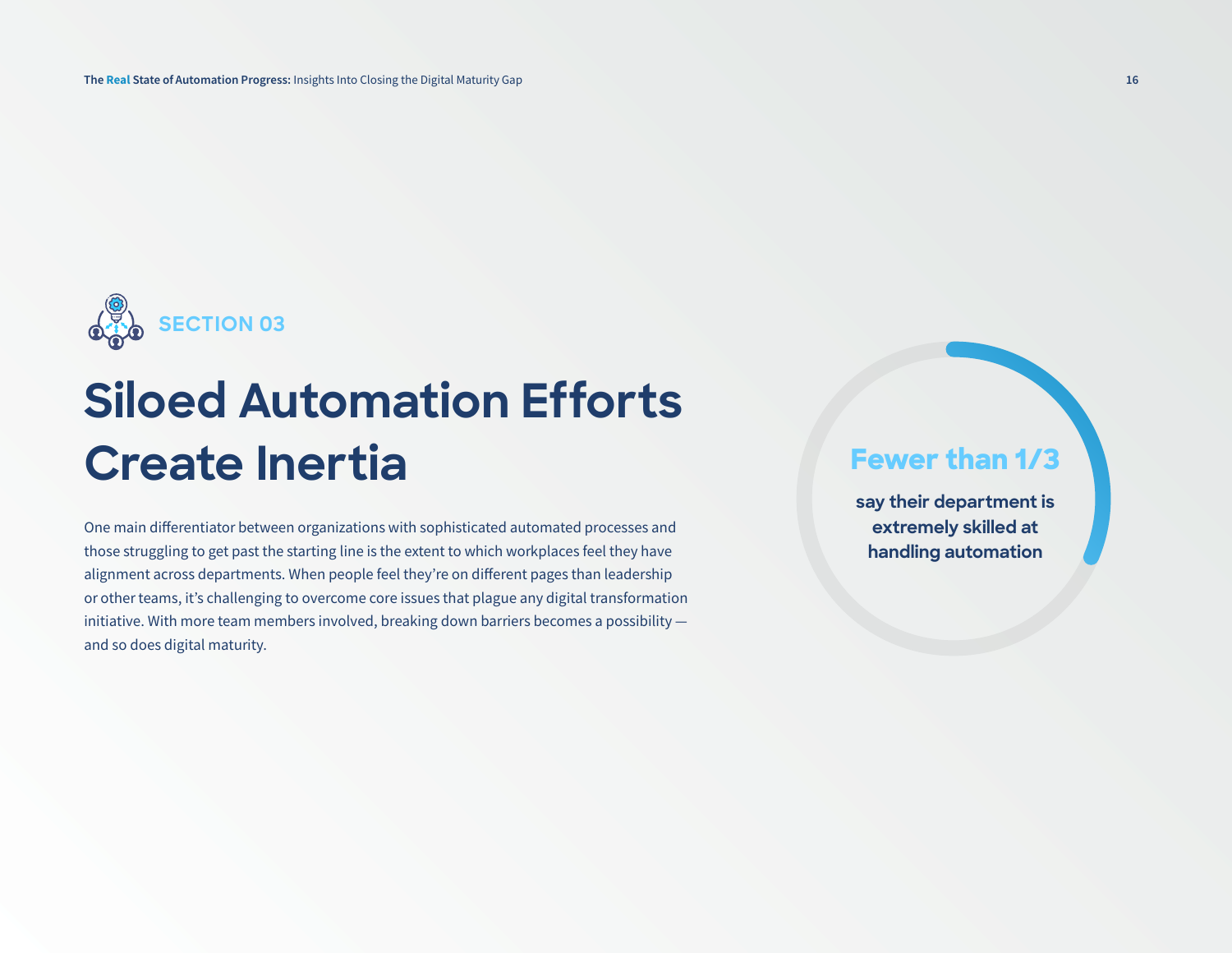SECTION 03

# Siloed Automation Efforts Create Inertia

One main differentiator between organizations with sophisticated automated processes and those struggling to get past the starting line is the extent to which workplaces feel they have alignment across departments. When people feel they're on different pages than leadership or other teams, it's challenging to overcome core issues that plague any digital transformation initiative. With more team members involved, breaking down barriers becomes a possibility — and so does digital maturity.

**Fewer than 1/3**

**say their department is extremely skilled at handling automation**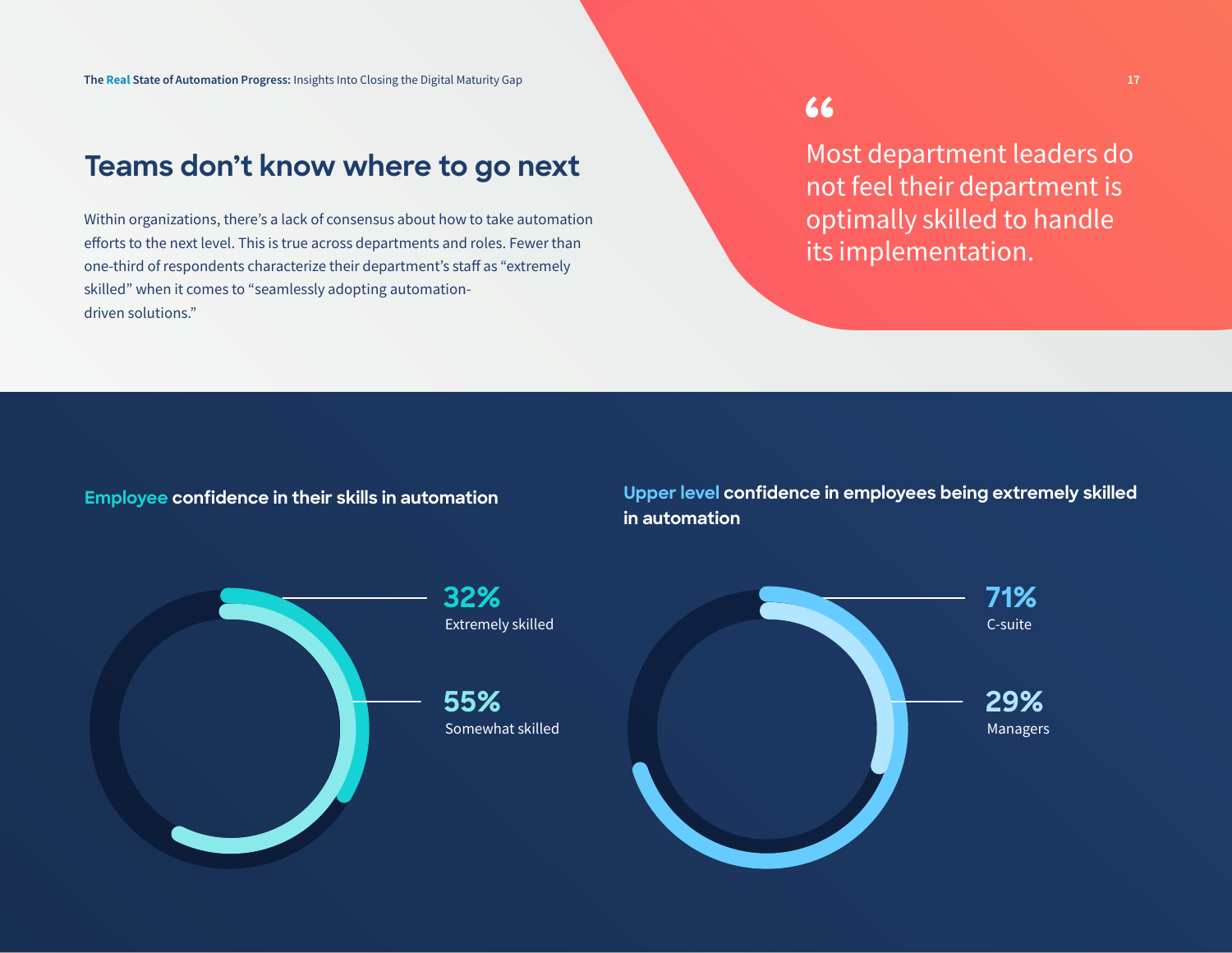## Teams don't know where to go next

Within organizations, there's a lack of consensus about how to take automation efforts to the next level. This is true across departments and roles. Fewer than one-third of respondents characterize their department's staff as "extremely skilled" when it comes to "seamlessly adopting automation-driven solutions."

> "Most department leaders do not feel their department is optimally skilled to handle its implementation.

**Employee confidence in their skills in automation**

**32%** Extremely skilled

**55%** Somewhat skilled

**Upper level confidence in employees being extremely skilled in automation**

**71%** C-suite

**29%** Managers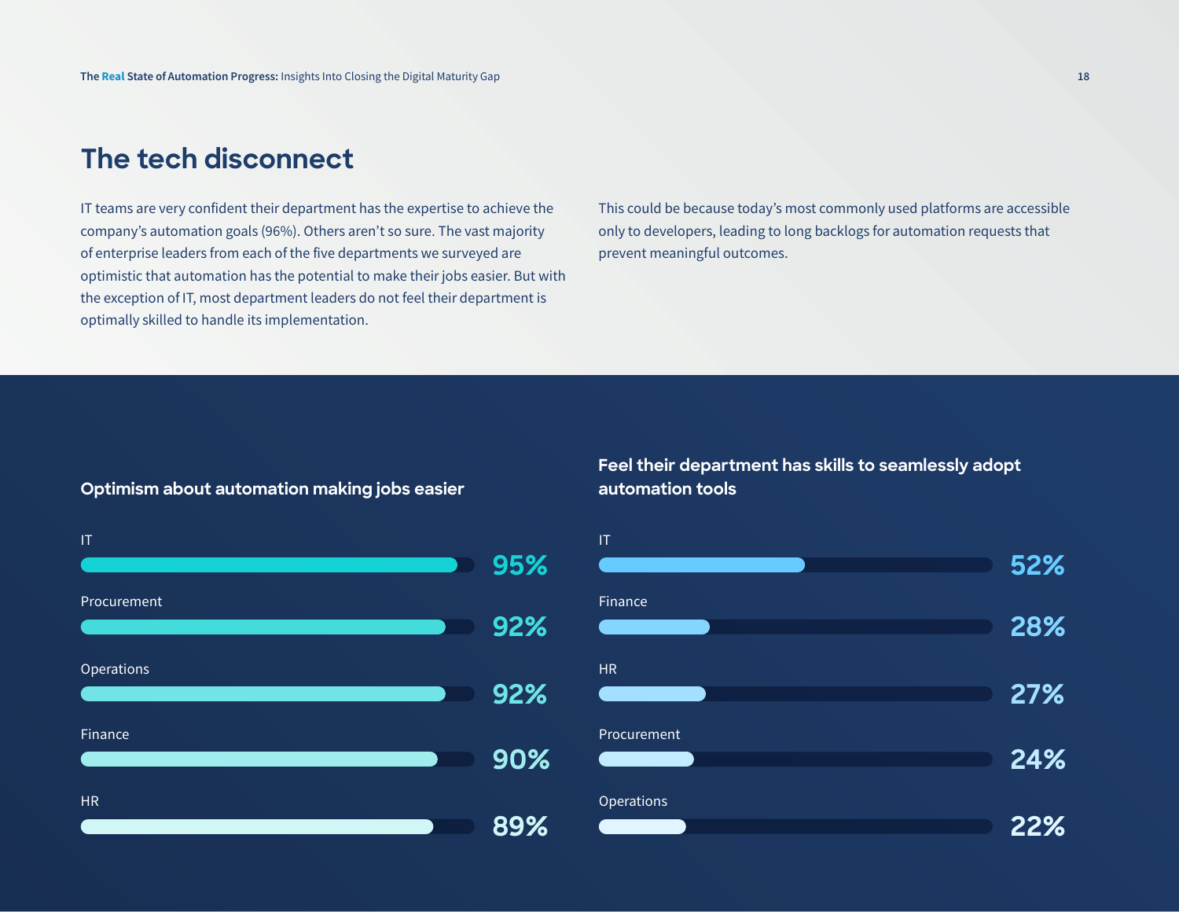## The tech disconnect

IT teams are very confident their department has the expertise to achieve the company's automation goals (96%). Others aren't so sure. The vast majority of enterprise leaders from each of the five departments we surveyed are optimistic that automation has the potential to make their jobs easier. But with the exception of IT, most department leaders do not feel their department is optimally skilled to handle its implementation.

This could be because today's most commonly used platforms are accessible only to developers, leading to long backlogs for automation requests that prevent meaningful outcomes.

### Optimism about automation making jobs easier

| Department | % |
|---|---|
| IT | 95% |
| Procurement | 92% |
| Operations | 92% |
| Finance | 90% |
| HR | 89% |

### Feel their department has skills to seamlessly adopt automation tools

| Department | % |
|---|---|
| IT | 52% |
| Finance | 28% |
| HR | 27% |
| Procurement | 24% |
| Operations | 22% |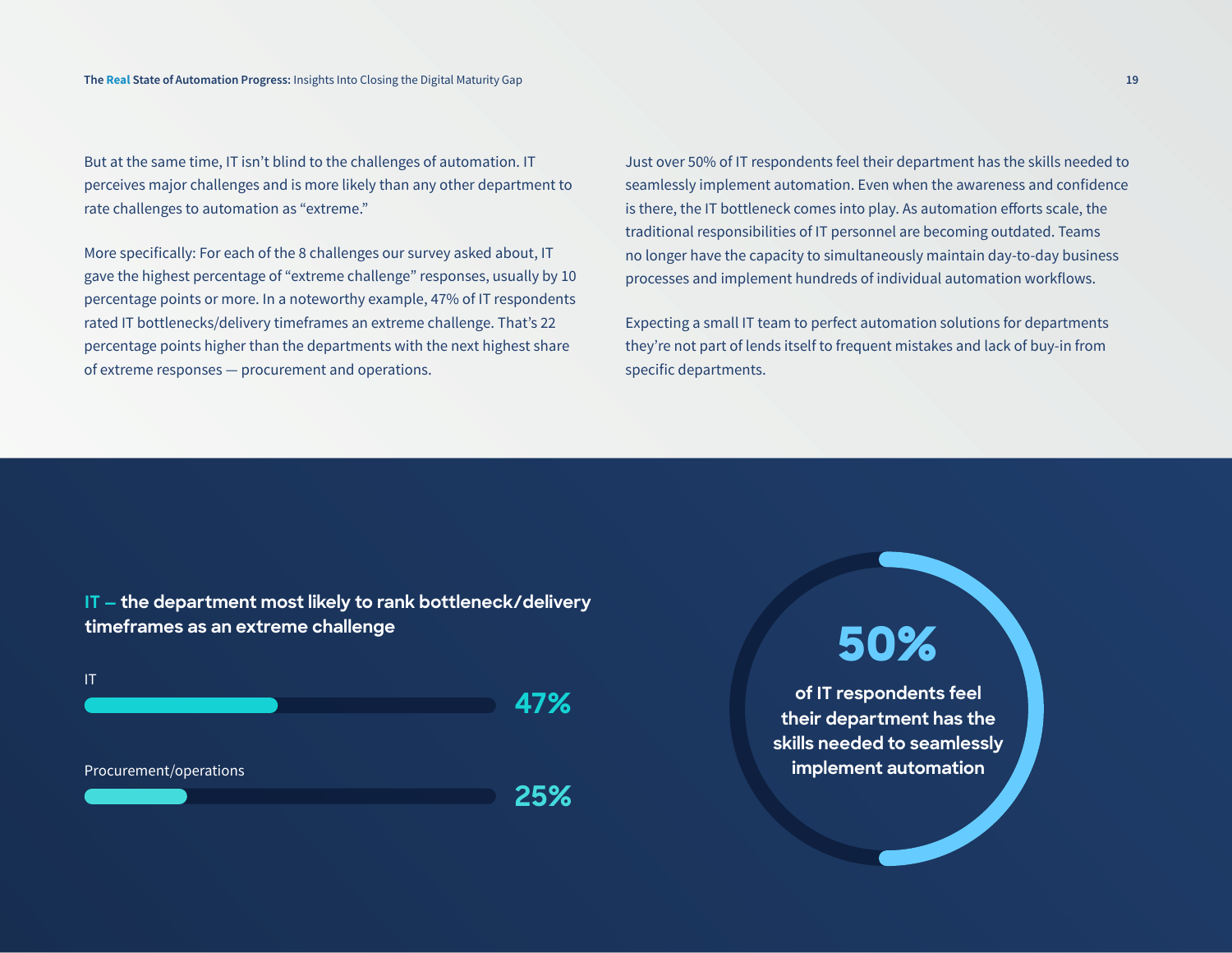But at the same time, IT isn't blind to the challenges of automation. IT perceives major challenges and is more likely than any other department to rate challenges to automation as "extreme."

More specifically: For each of the 8 challenges our survey asked about, IT gave the highest percentage of "extreme challenge" responses, usually by 10 percentage points or more. In a noteworthy example, 47% of IT respondents rated IT bottlenecks/delivery timeframes an extreme challenge. That's 22 percentage points higher than the departments with the next highest share of extreme responses — procurement and operations.

Just over 50% of IT respondents feel their department has the skills needed to seamlessly implement automation. Even when the awareness and confidence is there, the IT bottleneck comes into play. As automation efforts scale, the traditional responsibilities of IT personnel are becoming outdated. Teams no longer have the capacity to simultaneously maintain day-to-day business processes and implement hundreds of individual automation workflows.

Expecting a small IT team to perfect automation solutions for departments they're not part of lends itself to frequent mistakes and lack of buy-in from specific departments.

**IT — the department most likely to rank bottleneck/delivery timeframes as an extreme challenge**

| Department | Share |
|---|---|
| IT | 47% |
| Procurement/operations | 25% |

**50%**

**of IT respondents feel their department has the skills needed to seamlessly implement automation**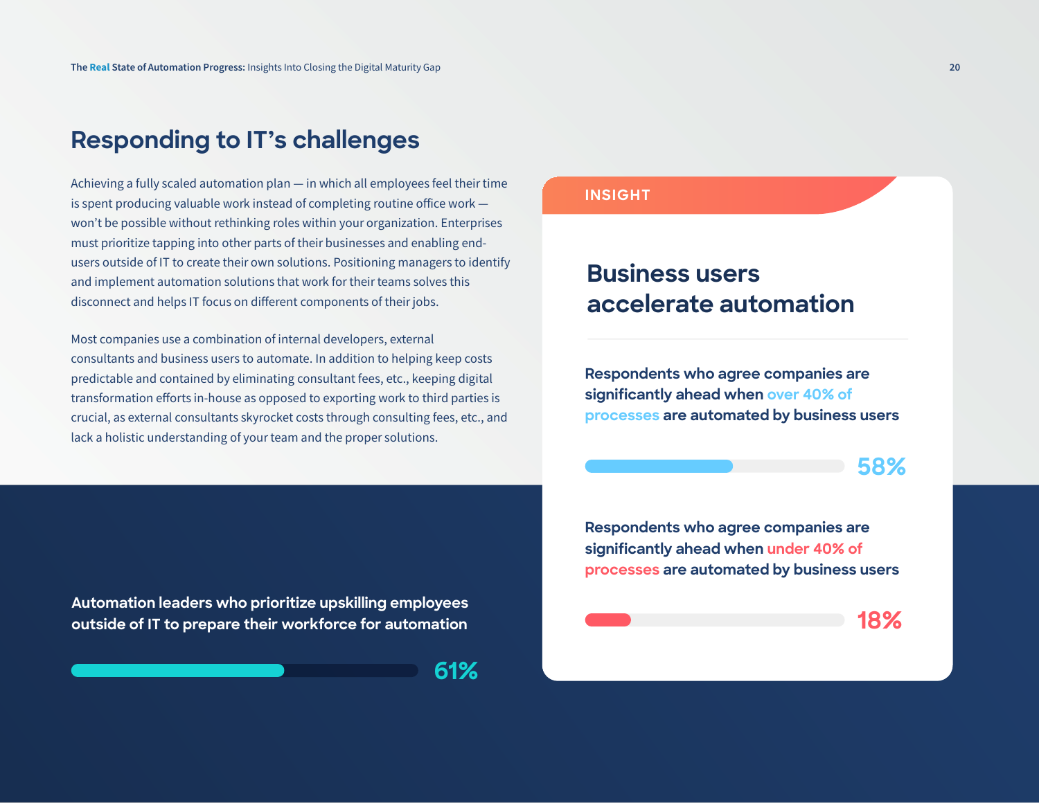## Responding to IT's challenges

Achieving a fully scaled automation plan — in which all employees feel their time is spent producing valuable work instead of completing routine office work — won't be possible without rethinking roles within your organization. Enterprises must prioritize tapping into other parts of their businesses and enabling end-users outside of IT to create their own solutions. Positioning managers to identify and implement automation solutions that work for their teams solves this disconnect and helps IT focus on different components of their jobs.

Most companies use a combination of internal developers, external consultants and business users to automate. In addition to helping keep costs predictable and contained by eliminating consultant fees, etc., keeping digital transformation efforts in-house as opposed to exporting work to third parties is crucial, as external consultants skyrocket costs through consulting fees, etc., and lack a holistic understanding of your team and the proper solutions.

**Automation leaders who prioritize upskilling employees outside of IT to prepare their workforce for automation**

**61%**

INSIGHT

### Business users accelerate automation

**Respondents who agree companies are significantly ahead when over 40% of processes are automated by business users**

**58%**

**Respondents who agree companies are significantly ahead when under 40% of processes are automated by business users**

**18%**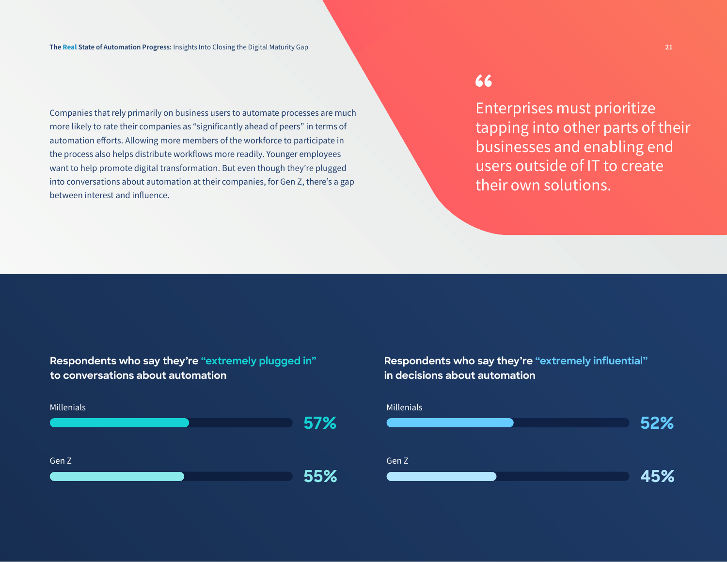Companies that rely primarily on business users to automate processes are much more likely to rate their companies as “significantly ahead of peers” in terms of automation efforts. Allowing more members of the workforce to participate in the process also helps distribute workflows more readily. Younger employees want to help promote digital transformation. But even though they’re plugged into conversations about automation at their companies, for Gen Z, there’s a gap between interest and influence.

> “Enterprises must prioritize tapping into other parts of their businesses and enabling end users outside of IT to create their own solutions.

**Respondents who say they’re “extremely plugged in” to conversations about automation**

| Group | Percentage |
| --- | --- |
| Millenials | 57% |
| Gen Z | 55% |

**Respondents who say they’re “extremely influential” in decisions about automation**

| Group | Percentage |
| --- | --- |
| Millenials | 52% |
| Gen Z | 45% |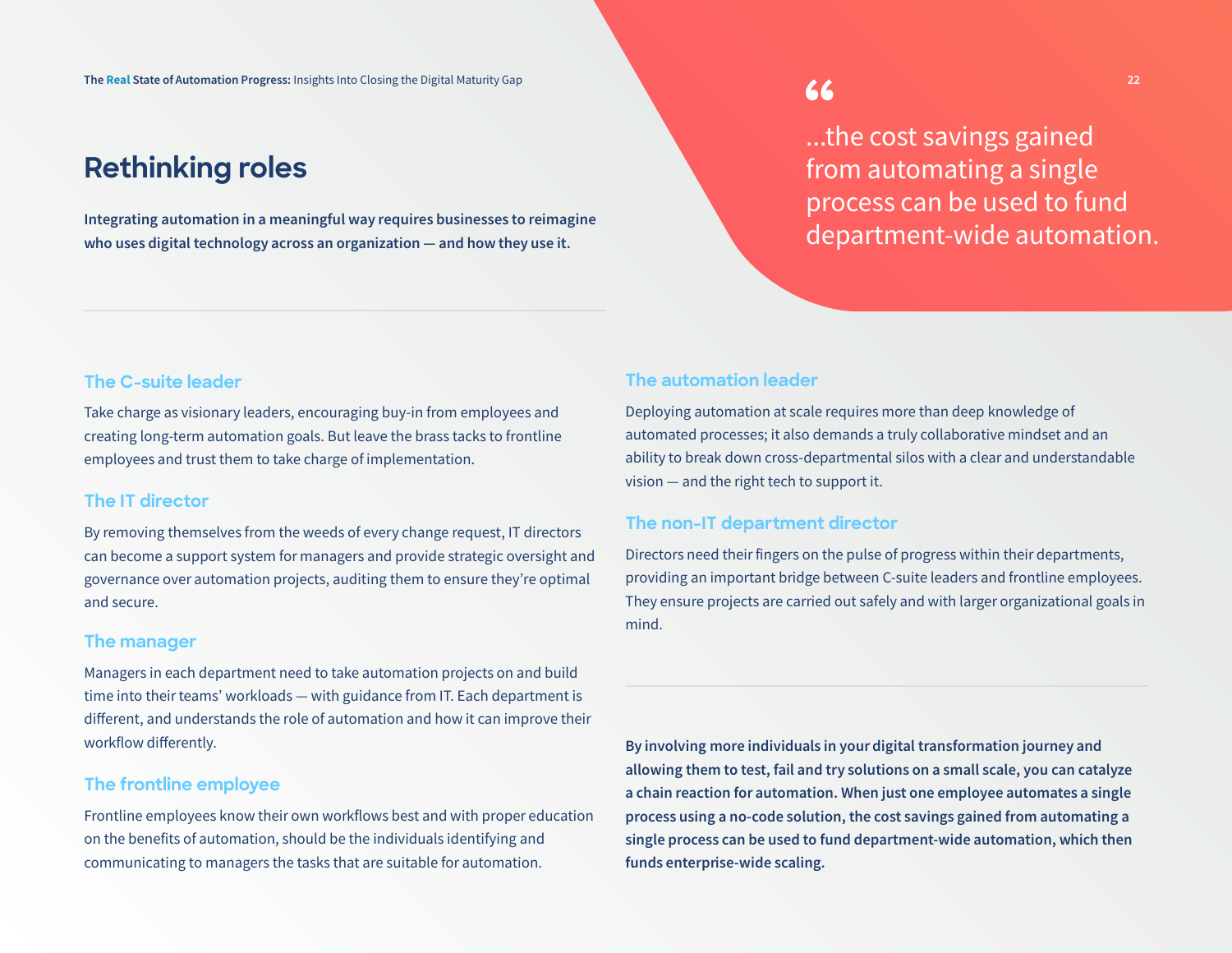# Rethinking roles

**Integrating automation in a meaningful way requires businesses to reimagine who uses digital technology across an organization — and how they use it.**

> "…the cost savings gained from automating a single process can be used to fund department-wide automation.

### The C-suite leader

Take charge as visionary leaders, encouraging buy-in from employees and creating long-term automation goals. But leave the brass tacks to frontline employees and trust them to take charge of implementation.

### The IT director

By removing themselves from the weeds of every change request, IT directors can become a support system for managers and provide strategic oversight and governance over automation projects, auditing them to ensure they're optimal and secure.

### The manager

Managers in each department need to take automation projects on and build time into their teams' workloads — with guidance from IT. Each department is different, and understands the role of automation and how it can improve their workflow differently.

### The frontline employee

Frontline employees know their own workflows best and with proper education on the benefits of automation, should be the individuals identifying and communicating to managers the tasks that are suitable for automation.

### The automation leader

Deploying automation at scale requires more than deep knowledge of automated processes; it also demands a truly collaborative mindset and an ability to break down cross-departmental silos with a clear and understandable vision — and the right tech to support it.

### The non-IT department director

Directors need their fingers on the pulse of progress within their departments, providing an important bridge between C-suite leaders and frontline employees. They ensure projects are carried out safely and with larger organizational goals in mind.

**By involving more individuals in your digital transformation journey and allowing them to test, fail and try solutions on a small scale, you can catalyze a chain reaction for automation. When just one employee automates a single process using a no-code solution, the cost savings gained from automating a single process can be used to fund department-wide automation, which then funds enterprise-wide scaling.**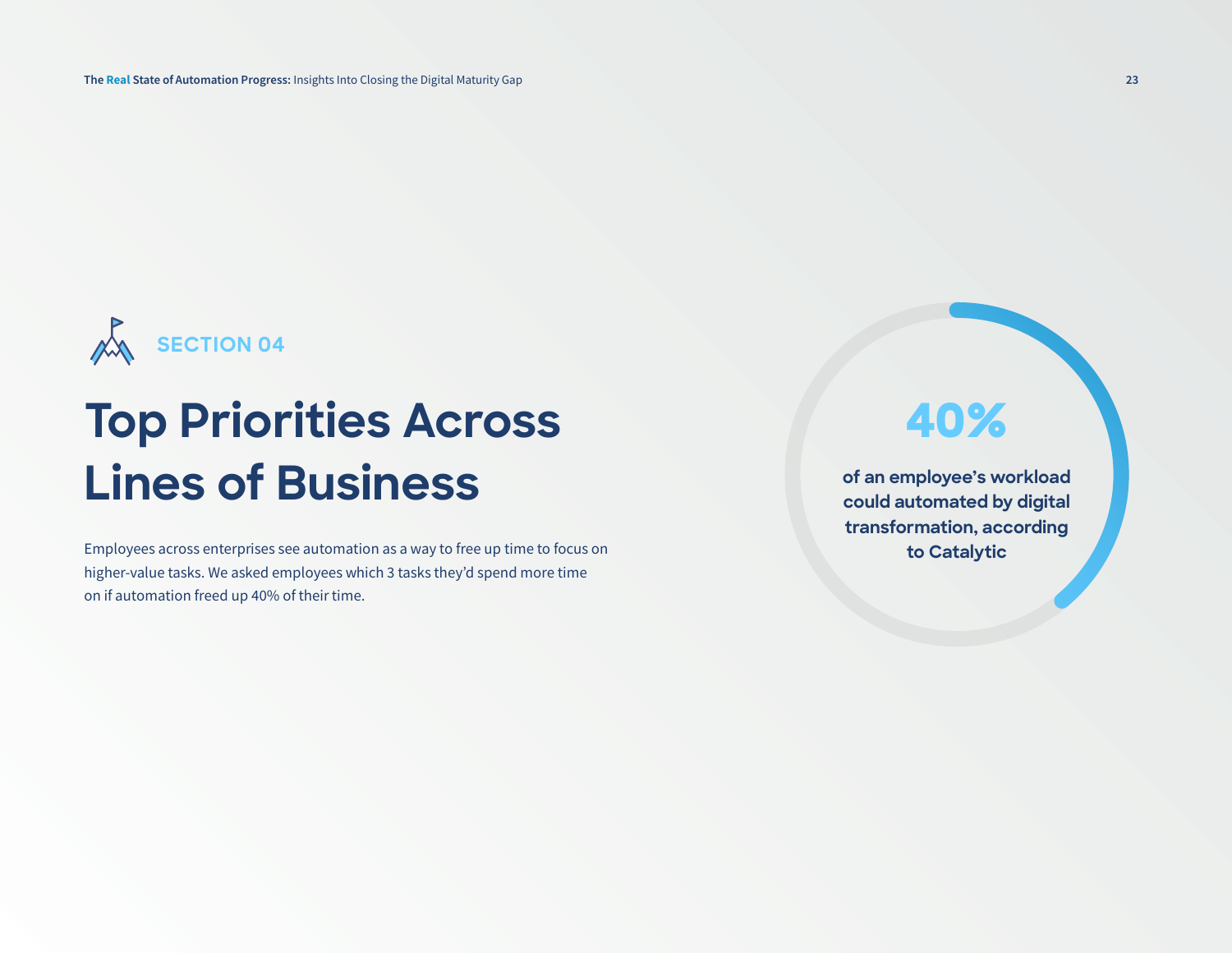SECTION 04

# Top Priorities Across Lines of Business

Employees across enterprises see automation as a way to free up time to focus on higher-value tasks. We asked employees which 3 tasks they'd spend more time on if automation freed up 40% of their time.

**40%**

**of an employee's workload could automated by digital transformation, according to Catalytic**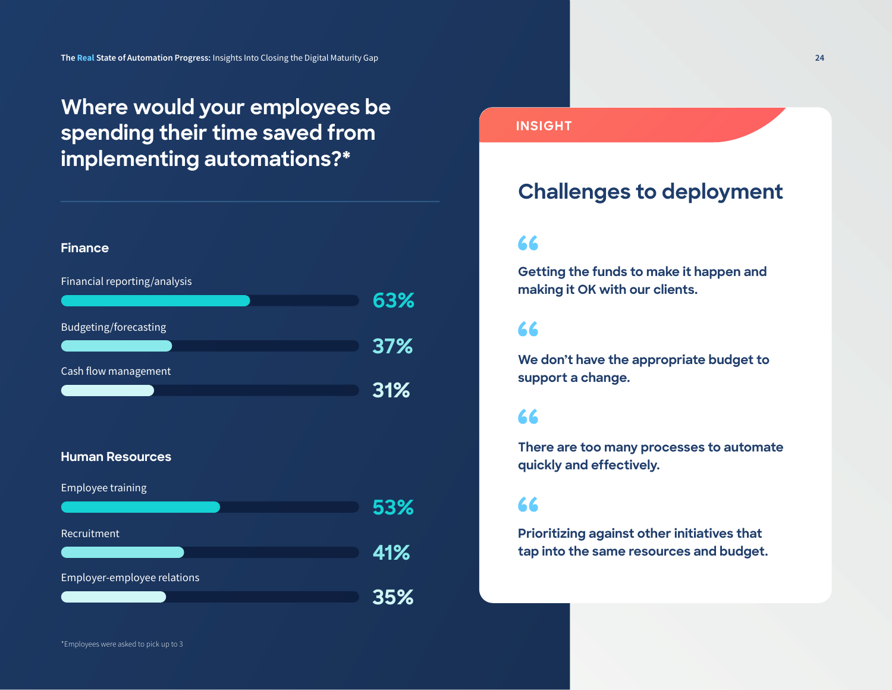# Where would your employees be spending their time saved from implementing automations?*

### Finance

| Category | Percentage |
| --- | --- |
| Financial reporting/analysis | 63% |
| Budgeting/forecasting | 37% |
| Cash flow management | 31% |

### Human Resources

| Category | Percentage |
| --- | --- |
| Employee training | 53% |
| Recruitment | 41% |
| Employer-employee relations | 35% |

*Employees were asked to pick up to 3

---

**INSIGHT**

## Challenges to deployment

> Getting the funds to make it happen and making it OK with our clients.

> We don't have the appropriate budget to support a change.

> There are too many processes to automate quickly and effectively.

> Prioritizing against other initiatives that tap into the same resources and budget.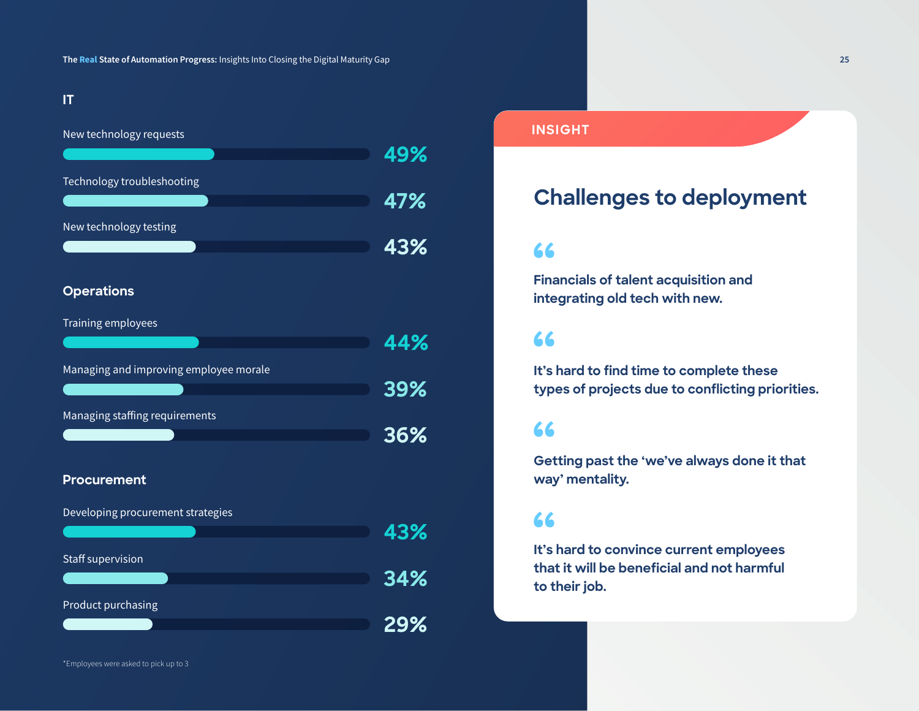## IT

New technology requests
49%

Technology troubleshooting
47%

New technology testing
43%

## Operations

Training employees
44%

Managing and improving employee morale
39%

Managing staffing requirements
36%

## Procurement

Developing procurement strategies
43%

Staff supervision
34%

Product purchasing
29%

*Employees were asked to pick up to 3

**INSIGHT**

## Challenges to deployment

> **Financials of talent acquisition and integrating old tech with new.**

> **It's hard to find time to complete these types of projects due to conflicting priorities.**

> **Getting past the 'we've always done it that way' mentality.**

> **It's hard to convince current employees that it will be beneficial and not harmful to their job.**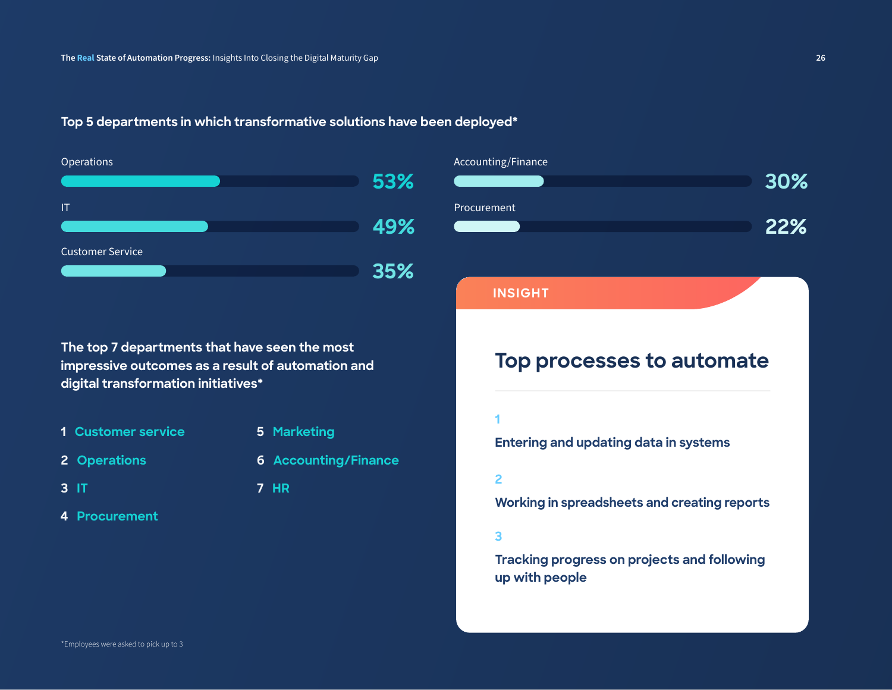## Top 5 departments in which transformative solutions have been deployed*

| Department | Percentage |
| --- | --- |
| Operations | 53% |
| IT | 49% |
| Customer Service | 35% |
| Accounting/Finance | 30% |
| Procurement | 22% |

## The top 7 departments that have seen the most impressive outcomes as a result of automation and digital transformation initiatives*

1. Customer service
2. Operations
3. IT
4. Procurement
5. Marketing
6. Accounting/Finance
7. HR

**INSIGHT**

### Top processes to automate

1. Entering and updating data in systems
2. Working in spreadsheets and creating reports
3. Tracking progress on projects and following up with people

*Employees were asked to pick up to 3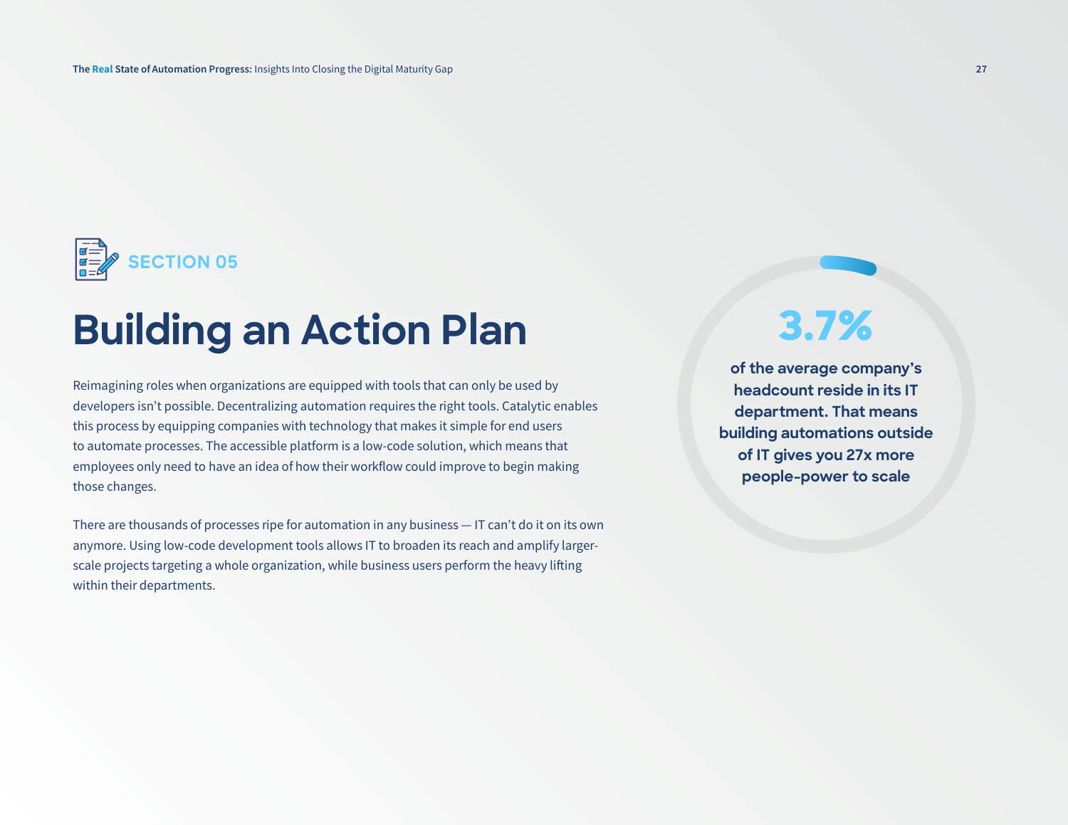SECTION 05

# Building an Action Plan

Reimagining roles when organizations are equipped with tools that can only be used by developers isn't possible. Decentralizing automation requires the right tools. Catalytic enables this process by equipping companies with technology that makes it simple for end users to automate processes. The accessible platform is a low-code solution, which means that employees only need to have an idea of how their workflow could improve to begin making those changes.

There are thousands of processes ripe for automation in any business — IT can't do it on its own anymore. Using low-code development tools allows IT to broaden its reach and amplify larger-scale projects targeting a whole organization, while business users perform the heavy lifting within their departments.

**3.7%**

**of the average company's headcount reside in its IT department. That means building automations outside of IT gives you 27x more people-power to scale**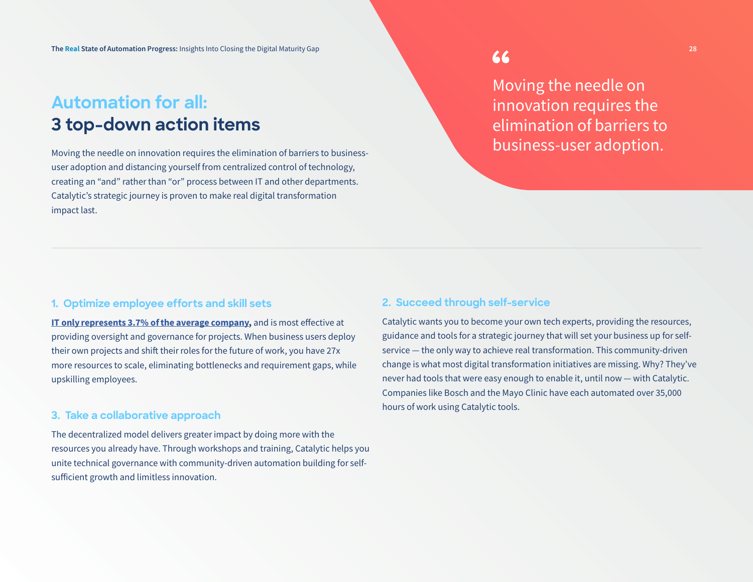## Automation for all: 3 top-down action items

Moving the needle on innovation requires the elimination of barriers to business-user adoption and distancing yourself from centralized control of technology, creating an "and" rather than "or" process between IT and other departments. Catalytic's strategic journey is proven to make real digital transformation impact last.

> Moving the needle on innovation requires the elimination of barriers to business-user adoption.

### 1. Optimize employee efforts and skill sets

**IT only represents 3.7% of the average company,** and is most effective at providing oversight and governance for projects. When business users deploy their own projects and shift their roles for the future of work, you have 27x more resources to scale, eliminating bottlenecks and requirement gaps, while upskilling employees.

### 2. Succeed through self-service

Catalytic wants you to become your own tech experts, providing the resources, guidance and tools for a strategic journey that will set your business up for self-service — the only way to achieve real transformation. This community-driven change is what most digital transformation initiatives are missing. Why? They've never had tools that were easy enough to enable it, until now — with Catalytic. Companies like Bosch and the Mayo Clinic have each automated over 35,000 hours of work using Catalytic tools.

### 3. Take a collaborative approach

The decentralized model delivers greater impact by doing more with the resources you already have. Through workshops and training, Catalytic helps you unite technical governance with community-driven automation building for self-sufficient growth and limitless innovation.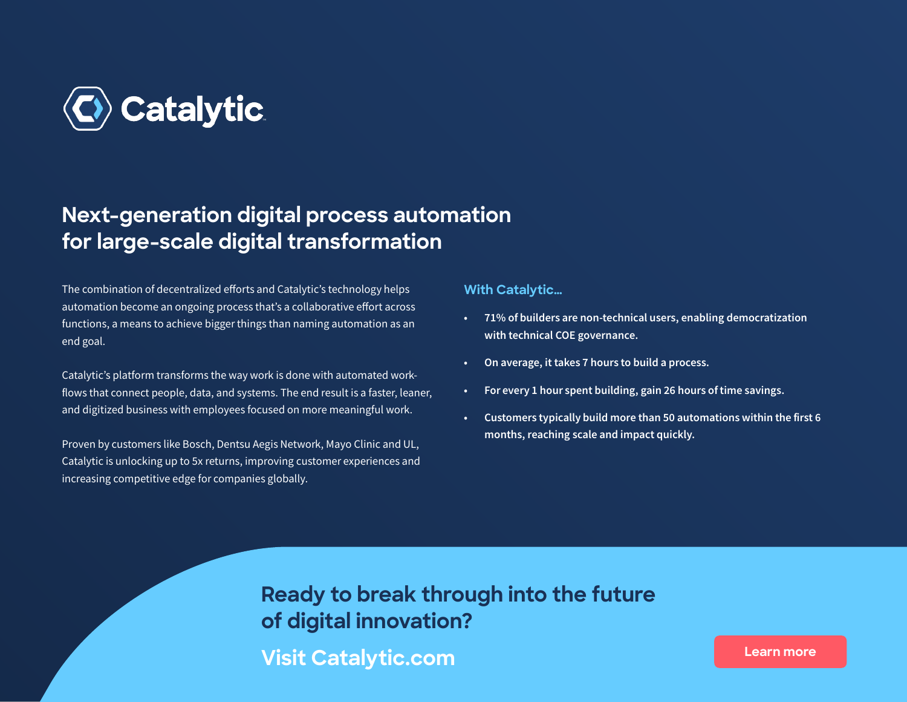# Catalytic

## Next-generation digital process automation for large-scale digital transformation

The combination of decentralized efforts and Catalytic's technology helps automation become an ongoing process that's a collaborative effort across functions, a means to achieve bigger things than naming automation as an end goal.

Catalytic's platform transforms the way work is done with automated workflows that connect people, data, and systems. The end result is a faster, leaner, and digitized business with employees focused on more meaningful work.

Proven by customers like Bosch, Dentsu Aegis Network, Mayo Clinic and UL, Catalytic is unlocking up to 5x returns, improving customer experiences and increasing competitive edge for companies globally.

### With Catalytic...

- **71% of builders are non-technical users, enabling democratization with technical COE governance.**
- **On average, it takes 7 hours to build a process.**
- **For every 1 hour spent building, gain 26 hours of time savings.**
- **Customers typically build more than 50 automations within the first 6 months, reaching scale and impact quickly.**

## Ready to break through into the future of digital innovation?

**Visit Catalytic.com**

Learn more